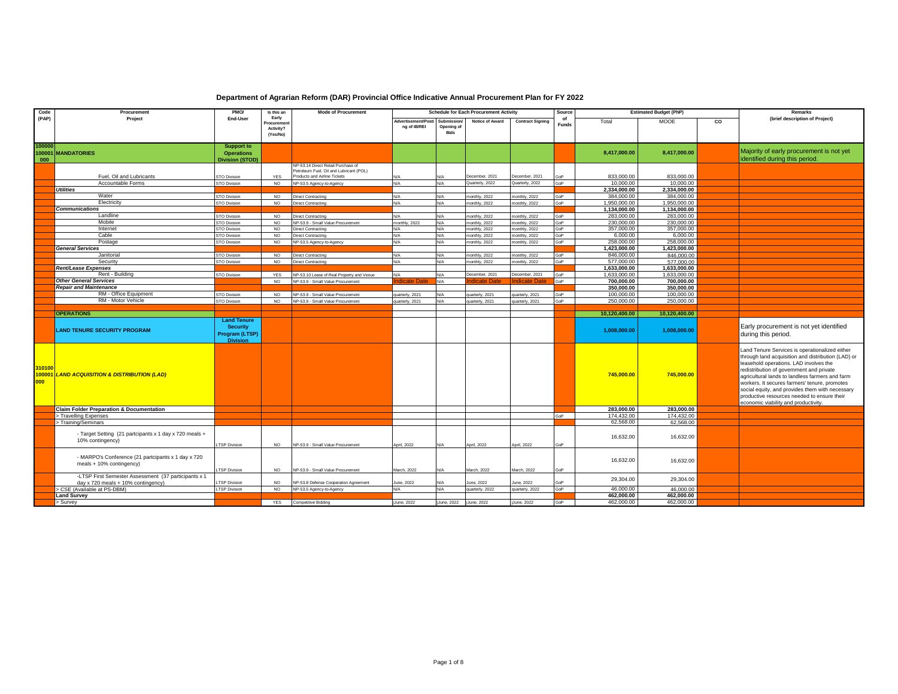# Department of Agrarian Reform (DAR) Provincial Office Indicative Annual Procurement Plan for FY 2022

| Code (PAP) | Procurement Project | PMO/ End-User | Is this an Early Procurement Activity? (Yes/No) | Mode of Procurement | Schedule for Each Procurement Activity | | | | Source of Funds | Estimated Budget (PhP) | | | Remarks (brief description of Project) |
|---|---|---|---|---|---|---|---|---|---|---|---|---|---|
| | | | | | Advertisement/Posting of IB/REI | Submission/ Opening of Bids | Notice of Award | Contract Signing | | Total | MOOE | CO | |
| 100000100001000 | MANDATORIES | Support to Operations Division (STOD) | | | | | | | | 8,417,000.00 | 8,417,000.00 | | Majority of early procurement is not yet identified during this period. |
| | Fuel, Oil and Lubricants | STO Division | YES | NP-53.14 Direct Retail Purchase of Petroleum Fuel, Oil and Lubricant (POL) Products and Airline Tickets | N/A | N/A | December, 2021 | December, 2021 | GoP | 833,000.00 | 833,000.00 | | |
| | Accountable Forms | STO Division | NO | NP-53.5 Agency-to-Agency | N/A | N/A | Quarterly, 2022 | Quarterly, 2022 | GoP | 10,000.00 | 10,000.00 | | |
| | *Utilities* | | | | | | | | | 2,334,000.00 | 2,334,000.00 | | |
| | Water | STO Division | NO | Direct Contracting | N/A | N/A | monthly, 2022 | monthly, 2022 | GoP | 384,000.00 | 384,000.00 | | |
| | Electricity | STO Division | NO | Direct Contracting | N/A | N/A | monthly, 2022 | monthly, 2022 | GoP | 1,950,000.00 | 1,950,000.00 | | |
| | *Communications* | | | | | | | | | 1,134,000.00 | 1,134,000.00 | | |
| | Landline | STO Division | NO | Direct Contracting | N/A | N/A | monthly, 2022 | monthly, 2022 | GoP | 283,000.00 | 283,000.00 | | |
| | Mobile | STO Division | NO | NP-53.9 - Small Value Procurement | monthly, 2022 | N/A | monthly, 2022 | monthly, 2022 | GoP | 230,000.00 | 230,000.00 | | |
| | Internet | STO Division | NO | Direct Contracting | N/A | N/A | monthly, 2022 | monthly, 2022 | GoP | 357,000.00 | 357,000.00 | | |
| | Cable | STO Division | NO | Direct Contracting | N/A | N/A | monthly, 2022 | monthly, 2022 | GoP | 6,000.00 | 6,000.00 | | |
| | Postage | STO Division | NO | NP-53.5 Agency-to-Agency | N/A | N/A | monthly, 2022 | monthly, 2022 | GoP | 258,000.00 | 258,000.00 | | |
| | *General Services* | | | | | | | | | 1,423,000.00 | 1,423,000.00 | | |
| | Janitorial | STO Division | NO | Direct Contracting | N/A | N/A | monthly, 2022 | monthly, 2022 | GoP | 846,000.00 | 846,000.00 | | |
| | Security | STO Division | NO | Direct Contracting | N/A | N/A | monthly, 2022 | monthly, 2022 | GoP | 577,000.00 | 577,000.00 | | |
| | *Rent/Lease Expenses* | | | | | | | | | 1,633,000.00 | 1,633,000.00 | | |
| | Rent - Building | STO Division | YES | NP-53.10 Lease of Real Property and Venue | N/A | N/A | December, 2021 | December, 2021 | GoP | 1,633,000.00 | 1,633,000.00 | | |
| | *Other General Services* | | NO | NP-53.9 - Small Value Procurement | Indicate Date | N/A | Indicate Date | Indicate Date | GoP | 700,000.00 | 700,000.00 | | |
| | *Repair and Maintenance* | | | | | | | | | 350,000.00 | 350,000.00 | | |
| | RM - Office Equipment | STO Division | NO | NP-53.9 - Small Value Procurement | quarterly, 2021 | N/A | quarterly, 2021 | quarterly, 2021 | GoP | 100,000.00 | 100,000.00 | | |
| | RM - Motor Vehicle | STO Division | NO | NP-53.9 - Small Value Procurement | quarterly, 2021 | N/A | quarterly, 2021 | quarterly, 2021 | GoP | 250,000.00 | 250,000.00 | | |
| | | | | | | | | | | | | | |
| | **OPERATIONS** | | | | | | | | | 10,120,400.00 | 10,120,400.00 | | |
| | **LAND TENURE SECURITY PROGRAM** | Land Tenure Security Program (LTSP) Division | | | | | | | | 1,008,000.00 | 1,008,000.00 | | Early procurement is not yet identified during this period. |
| 310100100001000 | *LAND ACQUISITION & DISTRIBUTION (LAD)* | | | | | | | | | 745,000.00 | 745,000.00 | | Land Tenure Services is operationalized either through land acquisition and distribution (LAD) or leasehold operations. LAD involves the redistribution of government and private agricultural lands to landless farmers and farm workers. It secures farmers' tenure, promotes social equity, and provides them with necessary productive resources needed to ensure their economic viability and productivity. |
| | **Claim Folder Preparation & Documentation** | | | | | | | | | 283,000.00 | 283,000.00 | | |
| | > Travelling Expenses | | | | | | | | GoP | 174,432.00 | 174,432.00 | | |
| | > Training/Seminars | | | | | | | | | 62,568.00 | 62,568.00 | | |
| | - Target Setting (21 partcipants x 1 day x 720 meals + 10% contingency) | LTSP Division | NO | NP-53.9 - Small Value Procurement | April, 2022 | N/A | April, 2022 | April, 2022 | GoP | 16,632.00 | 16,632.00 | | |
| | - MARPO's Conference (21 partcipants x 1 day x 720 meals + 10% contingency) | LTSP Division | NO | NP-53.9 - Small Value Procurement | March, 2022 | N/A | March, 2022 | March, 2022 | GoP | 16,632.00 | 16,632.00 | | |
| | -LTSP First Semester Assessment (37 participants x 1 day x 720 meals + 10% contingency) | LTSP Division | NO | NP-53.8 Defense Cooperation Agreement | June, 2022 | N/A | June, 2022 | June, 2022 | GoP | 29,304.00 | 29,304.00 | | |
| | > CSE (Available at PS-DBM) | LTSP Division | NO | NP-53.5 Agency-to-Agency | N/A | N/A | quarterly, 2022 | quarterly, 2022 | GoP | 46,000.00 | 46,000.00 | | |
| | **Land Survey** | | | | | | | | | 462,000.00 | 462,000.00 | | |
| | > Survey | | YES | Competitive Bidding | June, 2022 | June, 2022 | June, 2022 | June, 2022 | GoP | 462,000.00 | 462,000.00 | | |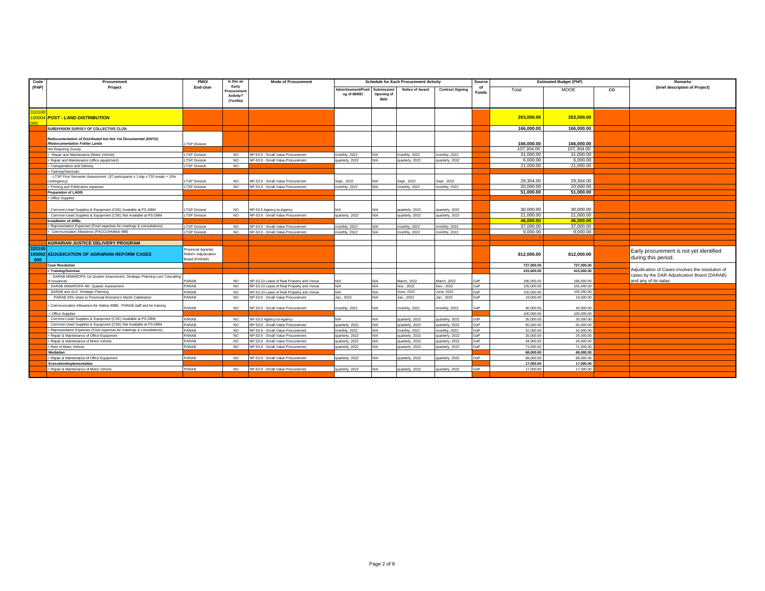| Code (PAP) | Procurement Project | PMO/ End-User | Is this an Early Procurement Activity? (Yes/No) | Mode of Procurement | Schedule for Each Procurement Activity | | | | Source of Funds | Estimated Budget (PhP) | | | Remarks (brief description of Project) |
|---|---|---|---|---|---|---|---|---|---|---|---|---|---|
| | | | | | Advertisement/Posting of IB/REI | Submission/ Opening of Bids | Notice of Award | Contract Signing | | Total | MOOE | CO | |
| 310100100004000 | ***POST - LAND DISTRIBUTION*** | | | | | | | | | 263,000.00 | 263,000.00 | | |
| | **SUBDIVISION SURVEY OF COLLECTIVE CLOA** | | | | | | | | | 166,000.00 | 166,000.00 | | |
| | ***Redocumentation of Distributed but Not Yet Documented (DNYD) /Redocumentation Folder Lands*** | LTSP Division | | | | | | | | 166,000.00 | 166,000.00 | | |
| | Not Requiring Survey | | | | | | | | | *107,304.00* | *107,304.00* | | |
| | > Repair and Maintenance (Motor Vehicle) | LTSP Division | NO | NP-53.9 - Small Value Procurement | monthly, 2022 | N/A | monthly, 2022 | monthly, 2022 | | 31,000.00 | 31,000.00 | | |
| | > Repair and Maintenance (office equiptment) | LTSP Division | NO | NP-53.9 - Small Value Procurement | quarterly, 2022 | N/A | quarterly, 2022 | quarterly, 2022 | | 6,000.00 | 6,000.00 | | |
| | > Transportation and Delivery | LTSP Division | NO | | | | | | | 21,000.00 | 21,000.00 | | |
| | > Training/Seminars | | | | | | | | | | | | |
| | - LTSP First Semester Assessment (37 participants x 1 day x 720 meals + 10% contingency) | LTSP Division | NO | NP-53.9 - Small Value Procurement | Sept., 2022 | N/A | Sept., 2022 | Sept., 2022 | | 29,304.00 | 29,304.00 | | |
| | > Printing and Publication expenses | LTSP Division | NO | NP-53.9 - Small Value Procurement | monthly, 2022 | N/A | monthly, 2022 | monthly, 2022 | | 20,000.00 | 20,000.00 | | |
| | **Preparation of LADIS** | | | | | | | | | 51,000.00 | 51,000.00 | | |
| | > Office Supplies | | | | | | | | | | | | |
| | - Common-Used Supplies & Equipment (CSE) Available at PS-DBM | LTSP Division | NO | NP-53.5 Agency-to-Agency | N/A | N/A | quarterly, 2022 | quarterly, 2022 | | 30,000.00 | 30,000.00 | | |
| | - Common-Used Supplies & Equipment (CSE) Not Available at PS-DBM | LTSP Division | NO | NP-53.9 - Small Value Procurement | quarterly, 2022 | N/A | quarterly, 2022 | quarterly, 2022 | | 21,000.00 | 21,000.00 | | |
| | **Installation of ARBs** | | | | | | | | | 46,000.00 | 46,000.00 | | |
| | > Representation Expenses (Food expenses for meetings & consultations) | LTSP Division | NO | NP-53.9 - Small Value Procurement | monthly, 2022 | N/A | monthly, 2022 | monthly, 2022 | | 37,000.00 | 37,000.00 | | |
| | > Communication Allowance (PACCU/Hotline 888) | LTSP Division | NO | NP-53.9 - Small Value Procurement | monthly, 2022 | N/A | monthly, 2022 | monthly, 2022 | | 9,000.00 | 9,000.00 | | |
| | | | | | | | | | | - | | | |
| | **AGRARIAN JUSTICE DELIVERY PROGRAM** | | | | | | | | | - | | | |
| 320100100002000 | **ADJUDICATION OF AGRARIAN REFORM CASES** | Provincial Agrarian Reform Adjudication Board (PARAB) | | | | | | | | 812,000.00 | 812,000.00 | | Early procurement is not yet identified during this period. |
| | **Case Resolution** | | | | | | | | | 727,000.00 | 727,000.00 | | Adjudication of Cases involves the resolution of cases by the DAR Adjudication Board (DARAB) and any of its salas. |
| | **> Training/Seminar** | | | | | | | | | 415,000.00 | 415,000.00 | | |
| | - DARAB MIMAROPA 1st Quarter Assessment, Strategic Planning cum Cascading of Issuances | PARAB | NO | NP-53.10 Lease of Real Property and Venue | N/A | N/A | March, 2022 | March, 2022 | GoP | 186,000.00 | 186,000.00 | | |
| | - DARAB MIMAROPA 4th Quarter Assessment | PARAB | NO | NP-53.10 Lease of Real Property and Venue | N/A | N/A | Nov., 2022 | Nov., 2022 | GoP | 105,000.00 | 105,000.00 | | |
| | - DARAB and ALS Strategic Planning | PARAB | NO | NP-53.10 Lease of Real Property and Venue | N/A | N/A | June, 2022 | June, 2022 | GoP | 105,000.00 | 105,000.00 | | |
| | - PARAB 20% share to Provincial Womens's Month Celebration | PARAB | NO | NP-53.9 - Small Value Procurement | Jan., 2022 | N/A | Jan., 2022 | Jan., 2022 | GoP | 19,000.00 | 19,000.00 | | |
| | > Communication Allowance for Hotline 8888 , PARAB staff and for training | PARAB | NO | NP-53.9 - Small Value Procurement | monthly, 2022 | N/A | monthly, 2022 | monthly, 2022 | GoP | 40,000.00 | 40,000.00 | | |
| | > Office Supplies | | | | | | | | | 100,000.00 | 100,000.00 | | |
| | - Common-Used Supplies & Equipment (CSE) Available at PS-DBM | PARAB | NO | NP-53.5 Agency-to-Agency | N/A | N/A | quarterly, 2022 | quarterly, 2022 | GoP | 35,000.00 | 35,000.00 | | |
| | - Common-Used Supplies & Equipment (CSE) Not Available at PS-DBM | PARAB | NO | NP-53.9 - Small Value Procurement | quarterly, 2022 | N/A | quarterly, 2022 | quarterly, 2022 | GoP | 65,000.00 | 65,000.00 | | |
| | > Representation Expenses (Food expenses for meetings & consultations) | PARAB | NO | NP-53.9 - Small Value Procurement | monthly, 2022 | N/A | monthly, 2022 | monthly, 2022 | GoP | 42,000.00 | 42,000.00 | | |
| | > Repair & Maintenance of Office Equipment | PARAB | NO | NP-53.9 - Small Value Procurement | quarterly, 2022 | N/A | quarterly, 2022 | quarterly, 2022 | GoP | 25,000.00 | 25,000.00 | | |
| | > Repair & Maintenance of Motor Vehicle | PARAB | NO | NP-53.9 - Small Value Procurement | quarterly, 2022 | N/A | quarterly, 2022 | quarterly, 2022 | GoP | 34,000.00 | 34,000.00 | | |
| | > Rent of Motor Vehicle | PARAB | NO | NP-53.9 - Small Value Procurement | quarterly, 2022 | N/A | quarterly, 2022 | quarterly, 2022 | GoP | 71,000.00 | 71,000.00 | | |
| | **Mediation** | | | | | | | | | 68,000.00 | 68,000.00 | | |
| | > Repair & Maintenance of Office Equipment | PARAB | NO | NP-53.9 - Small Value Procurement | quarterly, 2022 | N/A | quarterly, 2022 | quarterly, 2022 | GoP | 68,000.00 | 68,000.00 | | |
| | **Execution/Implementation** | | | | | | | | | 17,000.00 | 17,000.00 | | |
| | > Repair & Maintenance of Motor Vehicle | PARAB | NO | NP-53.9 - Small Value Procurement | quarterly, 2022 | N/A | quarterly, 2022 | quarterly, 2022 | GoP | 17,000.00 | 17,000.00 | | |
| | | | | | | | | | | - | | | |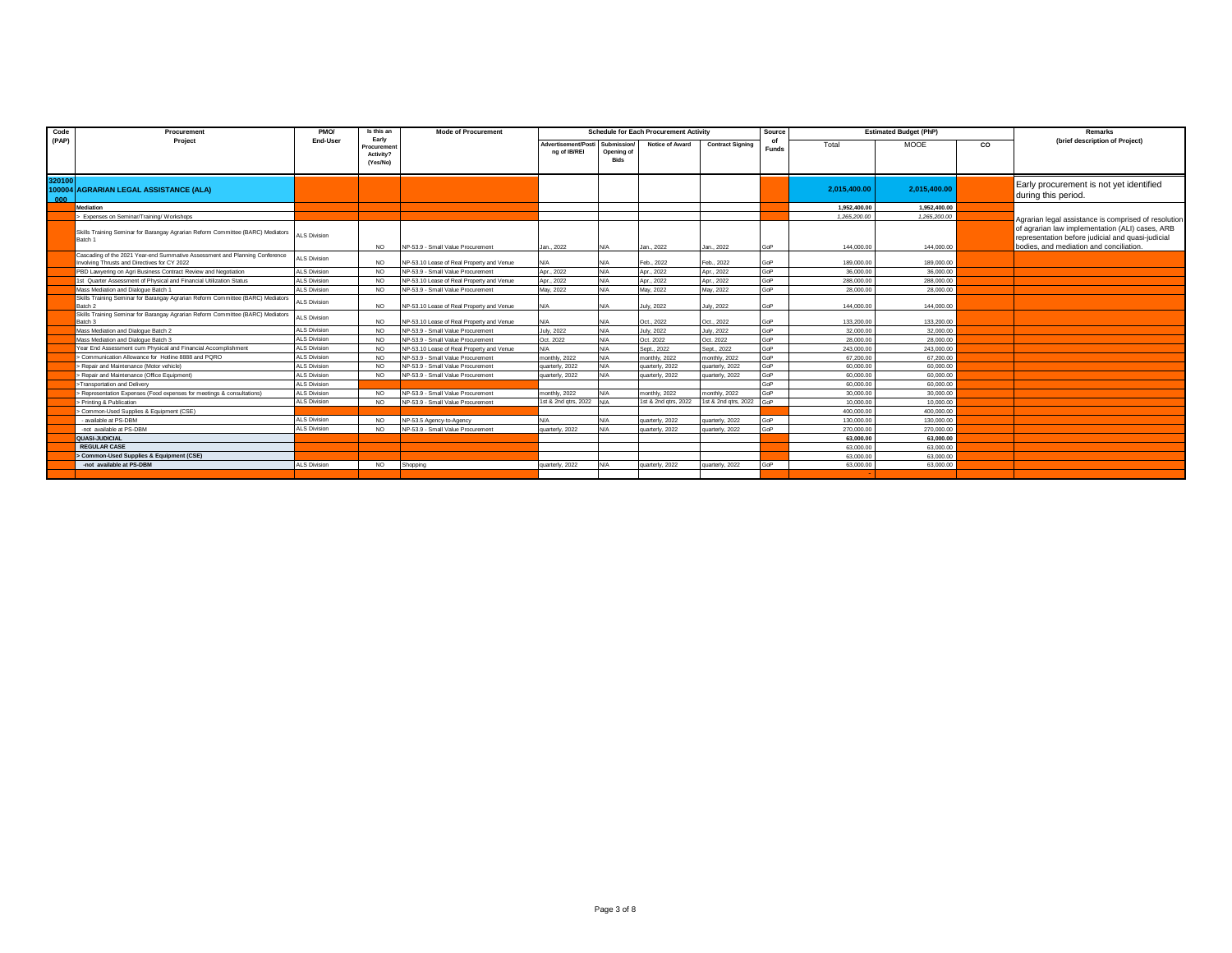| Code (PAP) | Procurement Project | PMO/ End-User | Is this an Early Procurement Activity? (Yes/No) | Mode of Procurement | Schedule for Each Procurement Activity | | | | Source of Funds | Estimated Budget (PhP) | | | Remarks (brief description of Project) |
|---|---|---|---|---|---|---|---|---|---|---|---|---|---|
| | | | | | Advertisement/Posting of IB/REI | Submission/ Opening of Bids | Notice of Award | Contract Signing | | Total | MOOE | CO | |
| 320100100004000 | **AGRARIAN LEGAL ASSISTANCE (ALA)** | | | | | | | | | **2,015,400.00** | **2,015,400.00** | | Early procurement is not yet identified during this period. |
| | **Mediation** | | | | | | | | | **1,952,400.00** | **1,952,400.00** | | Agrarian legal assistance is comprised of resolution of agrarian law implementation (ALI) cases, ARB representation before judicial and quasi-judicial bodies, and mediation and conciliation. |
| | > Expenses on Seminar/Training/ Workshops | | | | | | | | | 1,265,200.00 | 1,265,200.00 | | |
| | Skills Training Seminar for Barangay Agrarian Reform Committee (BARC) Mediators Batch 1 | ALS Division | NO | NP-53.9 - Small Value Procurement | Jan., 2022 | N/A | Jan., 2022 | Jan., 2022 | GoP | 144,000.00 | 144,000.00 | | |
| | Cascading of the 2021 Year-end Summative Assessment and Planning Conference Involving Thrusts and Directives for CY 2022 | ALS Division | NO | NP-53.10 Lease of Real Property and Venue | N/A | N/A | Feb., 2022 | Feb., 2022 | GoP | 189,000.00 | 189,000.00 | | |
| | PBD Lawyering on Agri Business Contract Review and Negotiation | ALS Division | NO | NP-53.9 - Small Value Procurement | Apr., 2022 | N/A | Apr., 2022 | Apr., 2022 | GoP | 36,000.00 | 36,000.00 | | |
| | 1st Quarter Assessment of Physical and Financial Utilization Status | ALS Division | NO | NP-53.10 Lease of Real Property and Venue | Apr., 2022 | N/A | Apr., 2022 | Apr., 2022 | GoP | 288,000.00 | 288,000.00 | | |
| | Mass Mediation and Dialogue Batch 1 | ALS Division | NO | NP-53.9 - Small Value Procurement | May, 2022 | N/A | May, 2022 | May, 2022 | GoP | 28,000.00 | 28,000.00 | | |
| | Skills Training Seminar for Barangay Agrarian Reform Committee (BARC) Mediators Batch 2 | ALS Division | NO | NP-53.10 Lease of Real Property and Venue | N/A | N/A | July, 2022 | July, 2022 | GoP | 144,000.00 | 144,000.00 | | |
| | Skills Training Seminar for Barangay Agrarian Reform Committee (BARC) Mediators Batch 3 | ALS Division | NO | NP-53.10 Lease of Real Property and Venue | N/A | N/A | Oct., 2022 | Oct., 2022 | GoP | 133,200.00 | 133,200.00 | | |
| | Mass Mediation and Dialogue Batch 2 | ALS Division | NO | NP-53.9 - Small Value Procurement | July, 2022 | N/A | July, 2022 | July, 2022 | GoP | 32,000.00 | 32,000.00 | | |
| | Mass Mediation and Dialogue Batch 3 | ALS Division | NO | NP-53.9 - Small Value Procurement | Oct. 2022 | N/A | Oct. 2022 | Oct. 2022 | GoP | 28,000.00 | 28,000.00 | | |
| | Year End Assessment cum Physical and Financial Accomplishment | ALS Division | NO | NP-53.10 Lease of Real Property and Venue | N/A | N/A | Sept., 2022 | Sept., 2022 | GoP | 243,000.00 | 243,000.00 | | |
| | > Communication Allowance for Hotline 8888 and PQRO | ALS Division | NO | NP-53.9 - Small Value Procurement | monthly, 2022 | N/A | monthly, 2022 | monthly, 2022 | GoP | 67,200.00 | 67,200.00 | | |
| | > Repair and Maintenance (Motor vehicle) | ALS Division | NO | NP-53.9 - Small Value Procurement | quarterly, 2022 | N/A | quarterly, 2022 | quarterly, 2022 | GoP | 60,000.00 | 60,000.00 | | |
| | > Repair and Maintenance (Office Equipment) | ALS Division | NO | NP-53.9 - Small Value Procurement | quarterly, 2022 | N/A | quarterly, 2022 | quarterly, 2022 | GoP | 60,000.00 | 60,000.00 | | |
| | >Transportation and Delivery | ALS Division | | | | | | | GoP | 60,000.00 | 60,000.00 | | |
| | > Representation Expenses (Food expenses for meetings & consultations) | ALS Division | NO | NP-53.9 - Small Value Procurement | monthly, 2022 | N/A | monthly, 2022 | monthly, 2022 | GoP | 30,000.00 | 30,000.00 | | |
| | > Printing & Publication | ALS Division | NO | NP-53.9 - Small Value Procurement | 1st & 2nd qtrs, 2022 | N/A | 1st & 2nd qtrs, 2022 | 1st & 2nd qtrs, 2022 | GoP | 10,000.00 | 10,000.00 | | |
| | > Common-Used Supplies & Equipment (CSE) | | | | | | | | | 400,000.00 | 400,000.00 | | |
| | - available at PS-DBM | ALS Division | NO | NP-53.5 Agency-to-Agency | N/A | N/A | quarterly, 2022 | quarterly, 2022 | GoP | 130,000.00 | 130,000.00 | | |
| | -not available at PS-DBM | ALS Division | NO | NP-53.9 - Small Value Procurement | quarterly, 2022 | N/A | quarterly, 2022 | quarterly, 2022 | GoP | 270,000.00 | 270,000.00 | | |
| | **QUASI-JUDICIAL** | | | | | | | | | **63,000.00** | **63,000.00** | | |
| | **REGULAR CASE** | | | | | | | | | 63,000.00 | 63,000.00 | | |
| | **> Common-Used Supplies & Equipment (CSE)** | | | | | | | | | 63,000.00 | 63,000.00 | | |
| | **-not available at PS-DBM** | ALS Division | NO | Shopping | quarterly, 2022 | N/A | quarterly, 2022 | quarterly, 2022 | GoP | 63,000.00 | 63,000.00 | | |
| | | | | | | | | | | - | | | |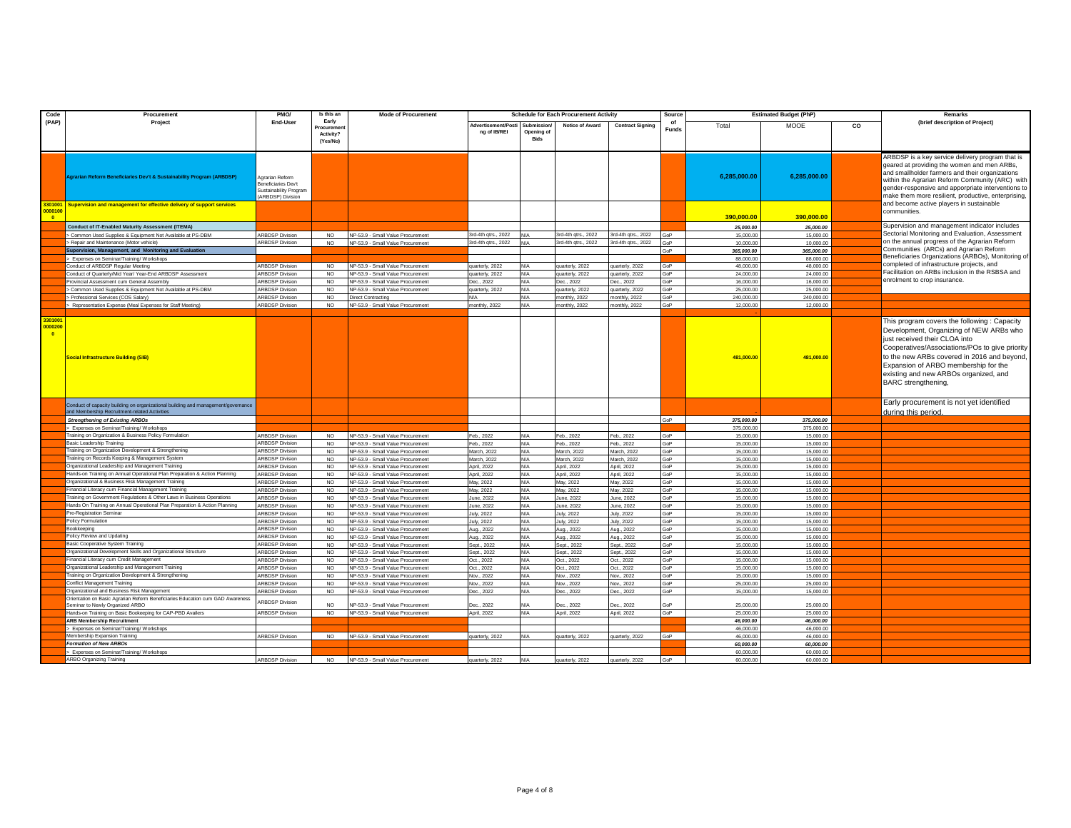| Code (PAP) | Procurement Project | PMO/ End-User | Is this an Early Procurement Activity? (Yes/No) | Mode of Procurement | Schedule for Each Procurement Activity | | | | Source of Funds | Estimated Budget (PhP) | | | Remarks (brief description of Project) |
|---|---|---|---|---|---|---|---|---|---|---|---|---|---|
| | | | | | Advertisement/Posting of IB/REI | Submission/ Opening of Bids | Notice of Award | Contract Signing | | Total | MOOE | CO | |
| | Agrarian Reform Beneficiaries Dev't & Sustainability Program (ARBDSP) | Agrarian Reform Beneficiaries Dev't Sustainability Program (ARBDSP) Division | | | | | | | | 6,285,000.00 | 6,285,000.00 | | ARBDSP is a key service delivery program that is geared at providing the women and men ARBs, and smallholder farmers and their organizations within the Agrarian Reform Community (ARC) with gender-responsive and apporpriate interventions to make them more resilient, productive, enterprising, and become active players in sustainable communities. |
| 3301001 0000100 0 | Supervision and management for effective delivery of support services | | | | | | | | | 390,000.00 | 390,000.00 | | |
| | Conduct of IT-Enabled Maturity Assessment (ITEMA) | | | | | | | | | 25,000.00 | 25,000.00 | | Supervision and management indicator includes Sectorial Monitoring and Evaluation, Assessment on the annual progress of the Agrarian Reform Communities (ARCs) and Agrarian Reform Beneficiaries Organizations (ARBOs), Monitoring of completed of infrastructure projects, and Facilitation on ARBs inclusion in the RSBSA and enrolment to crop insurance. |
| | > Common Used Supplies & Equipment Not Available at PS-DBM | ARBDSP Division | NO | NP-53.9 - Small Value Procurement | 3rd-4th qtrs., 2022 | N/A | 3rd-4th qtrs., 2022 | 3rd-4th qtrs., 2022 | GoP | 15,000.00 | 15,000.00 | | |
| | > Repair and Maintenance (Motor vehicle) | ARBDSP Division | NO | NP-53.9 - Small Value Procurement | 3rd-4th qtrs., 2022 | N/A | 3rd-4th qtrs., 2022 | 3rd-4th qtrs., 2022 | GoP | 10,000.00 | 10,000.00 | | |
| | Supervision, Management, and Monitoring and Evaluation | | | | | | | | GoP | 365,000.00 | 365,000.00 | | |
| | > Expenses on Seminar/Training/ Workshops | | | | | | | | | 88,000.00 | 88,000.00 | | |
| | Conduct of ARBDSP Regular Meeting | ARBDSP Division | NO | NP-53.9 - Small Value Procurement | quarterly, 2022 | N/A | quarterly, 2022 | quarterly, 2022 | GoP | 48,000.00 | 48,000.00 | | |
| | Conduct of Quarterly/Mid Year/ Year-End ARBDSP Assessment | ARBDSP Division | NO | NP-53.9 - Small Value Procurement | quarterly, 2022 | N/A | quarterly, 2022 | quarterly, 2022 | GoP | 24,000.00 | 24,000.00 | | |
| | Provincial Assessment cum General Assembly | ARBDSP Division | NO | NP-53.9 - Small Value Procurement | Dec., 2022 | N/A | Dec., 2022 | Dec., 2022 | GoP | 16,000.00 | 16,000.00 | | |
| | > Common Used Supplies & Equipment Not Available at PS-DBM | ARBDSP Division | NO | NP-53.9 - Small Value Procurement | quarterly, 2022 | N/A | quarterly, 2022 | quarterly, 2022 | GoP | 25,000.00 | 25,000.00 | | |
| | > Professional Services (COS Salary) | ARBDSP Division | NO | Direct Contracting | N/A | N/A | monthly, 2022 | monthly, 2022 | GoP | 240,000.00 | 240,000.00 | | |
| | > Representation Expense (Meal Expenses for Staff Meeting) | ARBDSP Division | NO | NP-53.9 - Small Value Procurement | monthly, 2022 | N/A | monthly, 2022 | monthly, 2022 | GoP | 12,000.00 | 12,000.00 | | |
| | | | | | | | | | | - | | | |
| 3301001 0000200 0 | Social Infrastructure Building (SIB) | | | | | | | | | 481,000.00 | 481,000.00 | | This program covers the following : Capacity Development, Organizing of NEW ARBs who just received their CLOA into Cooperatives/Associations/POs to give priority to the new ARBs covered in 2016 and beyond, Expansion of ARBO membership for the existing and new ARBOs organized, and BARC strengthening, |
| | Conduct of capacity building on organizational building and management/governance and Membership Recruitment-related Activities | | | | | | | | | - | | | Early procurement is not yet identified during this period. |
| | Strengthening of Existing ARBOs | | | | | | | | GoP | 375,000.00 | 375,000.00 | | |
| | > Expenses on Seminar/Training/ Workshops | | | | | | | | | 375,000.00 | 375,000.00 | | |
| | Training on Organization & Business Policy Formulation | ARBDSP Division | NO | NP-53.9 - Small Value Procurement | Feb., 2022 | N/A | Feb., 2022 | Feb., 2022 | GoP | 15,000.00 | 15,000.00 | | |
| | Basic Leadership Training | ARBDSP Division | NO | NP-53.9 - Small Value Procurement | Feb., 2022 | N/A | Feb., 2022 | Feb., 2022 | GoP | 15,000.00 | 15,000.00 | | |
| | Training on Organization Development & Strengthening | ARBDSP Division | NO | NP-53.9 - Small Value Procurement | March, 2022 | N/A | March, 2022 | March, 2022 | GoP | 15,000.00 | 15,000.00 | | |
| | Training on Records Keeping & Management System | ARBDSP Division | NO | NP-53.9 - Small Value Procurement | March, 2022 | N/A | March, 2022 | March, 2022 | GoP | 15,000.00 | 15,000.00 | | |
| | Organizational Leadership and Management Training | ARBDSP Division | NO | NP-53.9 - Small Value Procurement | April, 2022 | N/A | April, 2022 | April, 2022 | GoP | 15,000.00 | 15,000.00 | | |
| | Hands-on Training on Annual Operational Plan Preparation & Action Planning | ARBDSP Division | NO | NP-53.9 - Small Value Procurement | April, 2022 | N/A | April, 2022 | April, 2022 | GoP | 15,000.00 | 15,000.00 | | |
| | Organizational & Business Risk Management Training | ARBDSP Division | NO | NP-53.9 - Small Value Procurement | May, 2022 | N/A | May, 2022 | May, 2022 | GoP | 15,000.00 | 15,000.00 | | |
| | Financial Literacy cum Financial Management Training | ARBDSP Division | NO | NP-53.9 - Small Value Procurement | May, 2022 | N/A | May, 2022 | May, 2022 | GoP | 15,000.00 | 15,000.00 | | |
| | Training on Government Regulations & Other Laws in Business Operations | ARBDSP Division | NO | NP-53.9 - Small Value Procurement | June, 2022 | N/A | June, 2022 | June, 2022 | GoP | 15,000.00 | 15,000.00 | | |
| | Hands On Training on Annual Operational Plan Preparation & Action Planning | ARBDSP Division | NO | NP-53.9 - Small Value Procurement | June, 2022 | N/A | June, 2022 | June, 2022 | GoP | 15,000.00 | 15,000.00 | | |
| | Pre-Registration Seminar | ARBDSP Division | NO | NP-53.9 - Small Value Procurement | July, 2022 | N/A | July, 2022 | July, 2022 | GoP | 15,000.00 | 15,000.00 | | |
| | Policy Formulation | ARBDSP Division | NO | NP-53.9 - Small Value Procurement | July, 2022 | N/A | July, 2022 | July, 2022 | GoP | 15,000.00 | 15,000.00 | | |
| | Bookkeeping | ARBDSP Division | NO | NP-53.9 - Small Value Procurement | Aug., 2022 | N/A | Aug., 2022 | Aug., 2022 | GoP | 15,000.00 | 15,000.00 | | |
| | Policy Review and Updating | ARBDSP Division | NO | NP-53.9 - Small Value Procurement | Aug., 2022 | N/A | Aug., 2022 | Aug., 2022 | GoP | 15,000.00 | 15,000.00 | | |
| | Basic Cooperative System Training | ARBDSP Division | NO | NP-53.9 - Small Value Procurement | Sept., 2022 | N/A | Sept., 2022 | Sept., 2022 | GoP | 15,000.00 | 15,000.00 | | |
| | Organizational Development Skills and Organizational Structure | ARBDSP Division | NO | NP-53.9 - Small Value Procurement | Sept., 2022 | N/A | Sept., 2022 | Sept., 2022 | GoP | 15,000.00 | 15,000.00 | | |
| | Financial Literacy cum Credit Management | ARBDSP Division | NO | NP-53.9 - Small Value Procurement | Oct., 2022 | N/A | Oct., 2022 | Oct., 2022 | GoP | 15,000.00 | 15,000.00 | | |
| | Organizational Leadership and Management Training | ARBDSP Division | NO | NP-53.9 - Small Value Procurement | Oct., 2022 | N/A | Oct., 2022 | Oct., 2022 | GoP | 15,000.00 | 15,000.00 | | |
| | Training on Organization Development & Strengthening | ARBDSP Division | NO | NP-53.9 - Small Value Procurement | Nov., 2022 | N/A | Nov., 2022 | Nov., 2022 | GoP | 15,000.00 | 15,000.00 | | |
| | Conflict Management Training | ARBDSP Division | NO | NP-53.9 - Small Value Procurement | Nov., 2022 | N/A | Nov., 2022 | Nov., 2022 | GoP | 25,000.00 | 25,000.00 | | |
| | Organizational and Business Risk Management | ARBDSP Division | NO | NP-53.9 - Small Value Procurement | Dec., 2022 | N/A | Dec., 2022 | Dec., 2022 | GoP | 15,000.00 | 15,000.00 | | |
| | Orientation on Basic Agrarian Reform Beneficiaries Education cum GAD Awareness Seminar to Newly Organized ARBO | ARBDSP Division | NO | NP-53.9 - Small Value Procurement | Dec., 2022 | N/A | Dec., 2022 | Dec., 2022 | GoP | 25,000.00 | 25,000.00 | | |
| | Hands-on Training on Basic Bookeeping for CAP-PBD Availers | ARBDSP Division | NO | NP-53.9 - Small Value Procurement | April, 2022 | N/A | April, 2022 | April, 2022 | GoP | 25,000.00 | 25,000.00 | | |
| | ARB Membership Recruitment | | | | | | | | | 46,000.00 | 46,000.00 | | |
| | > Expenses on Seminar/Training/ Workshops | | | | | | | | | 46,000.00 | 46,000.00 | | |
| | Membership Expansion Training | ARBDSP Division | NO | NP-53.9 - Small Value Procurement | quarterly, 2022 | N/A | quarterly, 2022 | quarterly, 2022 | GoP | 46,000.00 | 46,000.00 | | |
| | Formation of New ARBOs | | | | | | | | | 60,000.00 | 60,000.00 | | |
| | > Expenses on Seminar/Training/ Workshops | | | | | | | | | 60,000.00 | 60,000.00 | | |
| | ARBO Organizing Training | ARBDSP Division | NO | NP-53.9 - Small Value Procurement | quarterly, 2022 | N/A | quarterly, 2022 | quarterly, 2022 | GoP | 60,000.00 | 60,000.00 | | |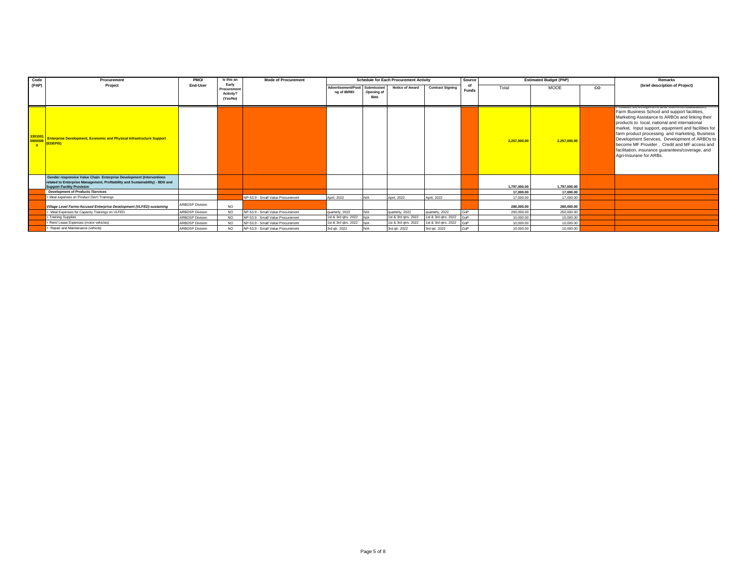| Code (PAP) | Procurement Project | PMO/ End-User | Is this an Early Procurement Activity? (Yes/No) | Mode of Procurement | Schedule for Each Procurement Activity | | | | Source of Funds | Estimated Budget (PhP) | | | Remarks (brief description of Project) |
|---|---|---|---|---|---|---|---|---|---|---|---|---|---|
| | | | | | Advertisement/Posting of IB/REI | Submission/ Opening of Bids | Notice of Award | Contract Signing | | Total | MOOE | CO | |
| 33010010000300 0 | **Enterprise Development, Economic and Physical Infrastructure Support (EDEPIS)** | | | | | | | | | 2,257,000.00 | 2,257,000.00 | | Product Development and Commercialization, Farm Business School and support facilities, Marketing Assistance to ARBOs and linking their products to local, national and international market, Input support, equipment and facilities for farm product processing and marketing, Business Development Services, Development of ARBOs to become MF Provider , Credit and MF access and facilitation, insurance guarantees/coverage, and Agri-Insurane for ARBs. |
| | **Gender responsive Value Chain Enterprise Development (Interventions related to Enterprise Management, Profitability and Sustainability) - BDS and Support Facility Provision** | | | | | | | | | 1,797,000.00 | 1,797,000.00 | | |
| | **Development of Products /Services** | | | | | | | | | 17,000.00 | 17,000.00 | | |
| | > Meal expenses on Product Dev't Trainings | | | NP-53.9 - Small Value Procurement | April, 2022 | N/A | April, 2022 | April, 2022 | | 17,000.00 | 17,000.00 | | |
| | ***Village Level Farms-focused Enterprise Development (VLFED) sustaining*** | ARBDSP Division | NO | | | | | | | 280,000.00 | 280,000.00 | | |
| | > Meal Expenses for Capacity Trainings on VLFED | ARBDSP Division | NO | NP-53.9 - Small Value Procurement | quarterly, 2022 | N/A | quarterly, 2022 | quarterly, 2022 | GoP | 250,000.00 | 250,000.00 | | |
| | > Training Supplies | ARBDSP Division | NO | NP-53.9 - Small Value Procurement | 1st & 3rd qtrs. 2022 | N/A | 1st & 3rd qtrs. 2022 | 1st & 3rd qtrs. 2022 | GoP | 10,000.00 | 10,000.00 | | |
| | > Rent/ Lease Expenses (motor vehicles) | ARBDSP Division | NO | NP-53.9 - Small Value Procurement | 1st & 3rd qtrs. 2022 | N/A | 1st & 3rd qtrs. 2022 | 1st & 3rd qtrs. 2022 | GoP | 10,000.00 | 10,000.00 | | |
| | > Repair and Maintenance (vehicle) | ARBDSP Division | NO | NP-53.9 - Small Value Procurement | 3rd qtr. 2022 | N/A | 3rd qtr. 2022 | 3rd qtr. 2022 | GoP | 10,000.00 | 10,000.00 | | |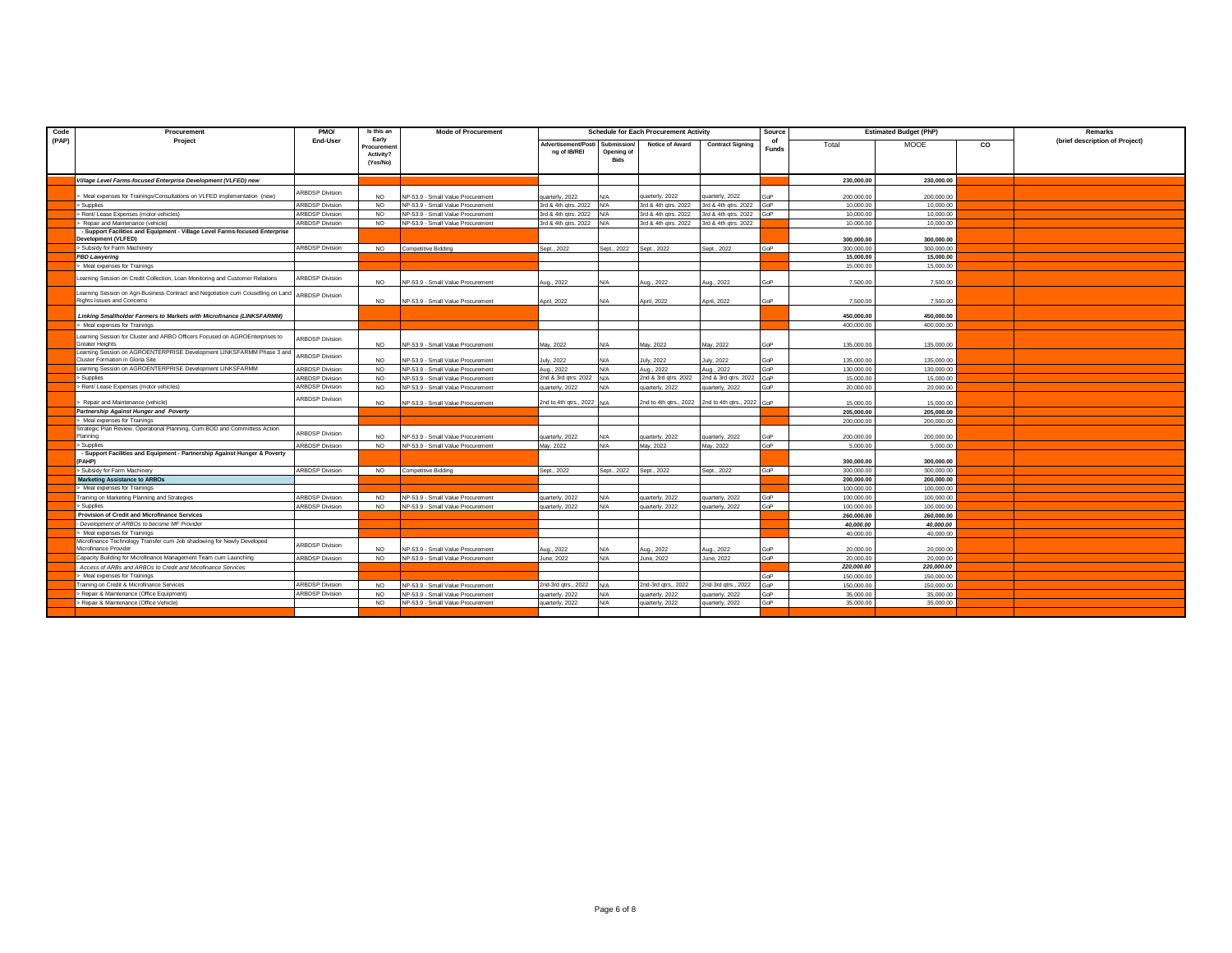| Code (PAP) | Procurement Project | PMO/ End-User | Is this an Early Procurement Activity? (Yes/No) | Mode of Procurement | Schedule for Each Procurement Activity | | | | Source of Funds | Estimated Budget (PhP) | | | Remarks (brief description of Project) |
|---|---|---|---|---|---|---|---|---|---|---|---|---|---|
| | | | | | Advertisement/Posting of IB/REI | Submission/ Opening of Bids | Notice of Award | Contract Signing | | Total | MOOE | CO | |
| | ***Village Level Farms-focused Enterprise Development (VLFED) new*** | | | | | | | | | **230,000.00** | **230,000.00** | | |
| | > Meal expenses for Trainings/Consultations on VLFED implementation (new) | ARBDSP Division | NO | NP-53.9 - Small Value Procurement | quarterly, 2022 | N/A | quarterly, 2022 | quarterly, 2022 | GoP | 200,000.00 | 200,000.00 | | |
| | > Supplies | ARBDSP Division | NO | NP-53.9 - Small Value Procurement | 3rd & 4th qtrs. 2022 | N/A | 3rd & 4th qtrs. 2022 | 3rd & 4th qtrs. 2022 | GoP | 10,000.00 | 10,000.00 | | |
| | > Rent/ Lease Expenses (motor vehicles) | ARBDSP Division | NO | NP-53.9 - Small Value Procurement | 3rd & 4th qtrs. 2022 | N/A | 3rd & 4th qtrs. 2022 | 3rd & 4th qtrs. 2022 | GoP | 10,000.00 | 10,000.00 | | |
| | > Repair and Maintenance (vehicle) | ARBDSP Division | NO | NP-53.9 - Small Value Procurement | 3rd & 4th qtrs. 2022 | N/A | 3rd & 4th qtrs. 2022 | 3rd & 4th qtrs. 2022 | | 10,000.00 | 10,000.00 | | |
| | **- Support Facilities and Equipment - Village Level Farms-focused Enterprise Development (VLFED)** | | | | | | | | | **300,000.00** | **300,000.00** | | |
| | > Subsidy for Farm Machinery | ARBDSP Division | NO | Competitive Bidding | Sept., 2022 | Sept., 2022 | Sept., 2022 | Sept., 2022 | GoP | 300,000.00 | 300,000.00 | | |
| | ***PBD Lawyering*** | | | | | | | | | **15,000.00** | **15,000.00** | | |
| | > Meal expenses for Trainings | | | | | | | | | 15,000.00 | 15,000.00 | | |
| | Learning Session on Credit Collection, Loan Monitoring and Customer Relations | ARBDSP Division | NO | NP-53.9 - Small Value Procurement | Aug., 2022 | N/A | Aug., 2022 | Aug., 2022 | GoP | 7,500.00 | 7,500.00 | | |
| | Learning Session on Agri-Business Contract and Negotiation cum Cousellling on Land Rights Issues and Concerns | ARBDSP Division | NO | NP-53.9 - Small Value Procurement | April, 2022 | N/A | April, 2022 | April, 2022 | GoP | 7,500.00 | 7,500.00 | | |
| | ***Linking Smallholder Farmers to Markets with Microfinance (LINKSFARMM)*** | | | | | | | | | **450,000.00** | **450,000.00** | | |
| | > Meal expenses for Trainings | | | | | | | | | 400,000.00 | 400,000.00 | | |
| | Learning Session for Cluster and ARBO Officers Focused on AGROEnterprises to Greater Heights | ARBDSP Division | NO | NP-53.9 - Small Value Procurement | May, 2022 | N/A | May, 2022 | May, 2022 | GoP | 135,000.00 | 135,000.00 | | |
| | Learning Session on AGROENTERPRISE Development LINKSFARMM Phase 3 and Cluster Formation in Gloria Site | ARBDSP Division | NO | NP-53.9 - Small Value Procurement | July, 2022 | N/A | July, 2022 | July, 2022 | GoP | 135,000.00 | 135,000.00 | | |
| | Learning Session on AGROENTERPRISE Development LINKSFARMM | ARBDSP Division | NO | NP-53.9 - Small Value Procurement | Aug., 2022 | N/A | Aug., 2022 | Aug., 2022 | GoP | 130,000.00 | 130,000.00 | | |
| | > Supplies | ARBDSP Division | NO | NP-53.9 - Small Value Procurement | 2nd & 3rd qtrs. 2022 | N/A | 2nd & 3rd qtrs. 2022 | 2nd & 3rd qtrs. 2022 | GoP | 15,000.00 | 15,000.00 | | |
| | > Rent/ Lease Expenses (motor vehicles) | ARBDSP Division | NO | NP-53.9 - Small Value Procurement | quarterly, 2022 | N/A | quarterly, 2022 | quarterly, 2022 | GoP | 20,000.00 | 20,000.00 | | |
| | > Repair and Maintenance (vehicle) | ARBDSP Division | NO | NP-53.9 - Small Value Procurement | 2nd to 4th qtrs., 2022 | N/A | 2nd to 4th qtrs., 2022 | 2nd to 4th qtrs., 2022 | GoP | 15,000.00 | 15,000.00 | | |
| | ***Partnership Against Hunger and Poverty*** | | | | | | | | | **205,000.00** | **205,000.00** | | |
| | > Meal expenses for Trainings | | | | | | | | | 200,000.00 | 200,000.00 | | |
| | Strategic Plan Review, Operational Planning, Cum BOD and Committess Action Planning | ARBDSP Division | NO | NP-53.9 - Small Value Procurement | quarterly, 2022 | N/A | quarterly, 2022 | quarterly, 2022 | GoP | 200,000.00 | 200,000.00 | | |
| | > Supplies | ARBDSP Division | NO | NP-53.9 - Small Value Procurement | May, 2022 | N/A | May, 2022 | May, 2022 | GoP | 5,000.00 | 5,000.00 | | |
| | **- Support Facilities and Equipment - Partnership Against Hunger & Poverty (PAHP)** | | | | | | | | | **300,000.00** | **300,000.00** | | |
| | > Subsidy for Farm Machinery | ARBDSP Division | NO | Competitive Bidding | Sept., 2022 | Sept., 2022 | Sept., 2022 | Sept., 2022 | GoP | 300,000.00 | 300,000.00 | | |
| | **Marketing Assistance to ARBOs** | | | | | | | | | **200,000.00** | **200,000.00** | | |
| | > Meal expenses for Trainings | | | | | | | | | 100,000.00 | 100,000.00 | | |
| | Training on Marketing Planning and Strategies | ARBDSP Division | NO | NP-53.9 - Small Value Procurement | quarterly, 2022 | N/A | quarterly, 2022 | quarterly, 2022 | GoP | 100,000.00 | 100,000.00 | | |
| | > Supplies | ARBDSP Division | NO | NP-53.9 - Small Value Procurement | quarterly, 2022 | N/A | quarterly, 2022 | quarterly, 2022 | GoP | 100,000.00 | 100,000.00 | | |
| | **Provision of Credit and Microfinance Services** | | | | | | | | | **260,000.00** | **260,000.00** | | |
| | *- Development of ARBOs to become MF Provider* | | | | | | | | | ***40,000.00*** | ***40,000.00*** | | |
| | > Meal expenses for Trainings | | | | | | | | | 40,000.00 | 40,000.00 | | |
| | Microfinance Technology Transfer cum Job shadowing for Newly Developed Microfinance Provider | ARBDSP Division | NO | NP-53.9 - Small Value Procurement | Aug., 2022 | N/A | Aug., 2022 | Aug., 2022 | GoP | 20,000.00 | 20,000.00 | | |
| | Capacity Building for Microfinance Management Team cum Launching | ARBDSP Division | NO | NP-53.9 - Small Value Procurement | June, 2022 | N/A | June, 2022 | June, 2022 | GoP | 20,000.00 | 20,000.00 | | |
| | *- Access of ARBs and ARBOs to Credit and Micofinance Services* | | | | | | | | | ***220,000.00*** | ***220,000.00*** | | |
| | > Meal expenses for Trainings | | | | | | | | GoP | 150,000.00 | 150,000.00 | | |
| | Training on Credit & Microfinance Services | ARBDSP Division | NO | NP-53.9 - Small Value Procurement | 2nd-3rd qtrs., 2022 | N/A | 2nd-3rd qtrs., 2022 | 2nd-3rd qtrs., 2022 | GoP | 150,000.00 | 150,000.00 | | |
| | > Repair & Maintenance (Office Equipment) | ARBDSP Division | NO | NP-53.9 - Small Value Procurement | quarterly, 2022 | N/A | quarterly, 2022 | quarterly, 2022 | GoP | 35,000.00 | 35,000.00 | | |
| | > Repair & Maintenance (Office Vehicle) | | NO | NP-53.9 - Small Value Procurement | quarterly, 2022 | N/A | quarterly, 2022 | quarterly, 2022 | GoP | 35,000.00 | 35,000.00 | | |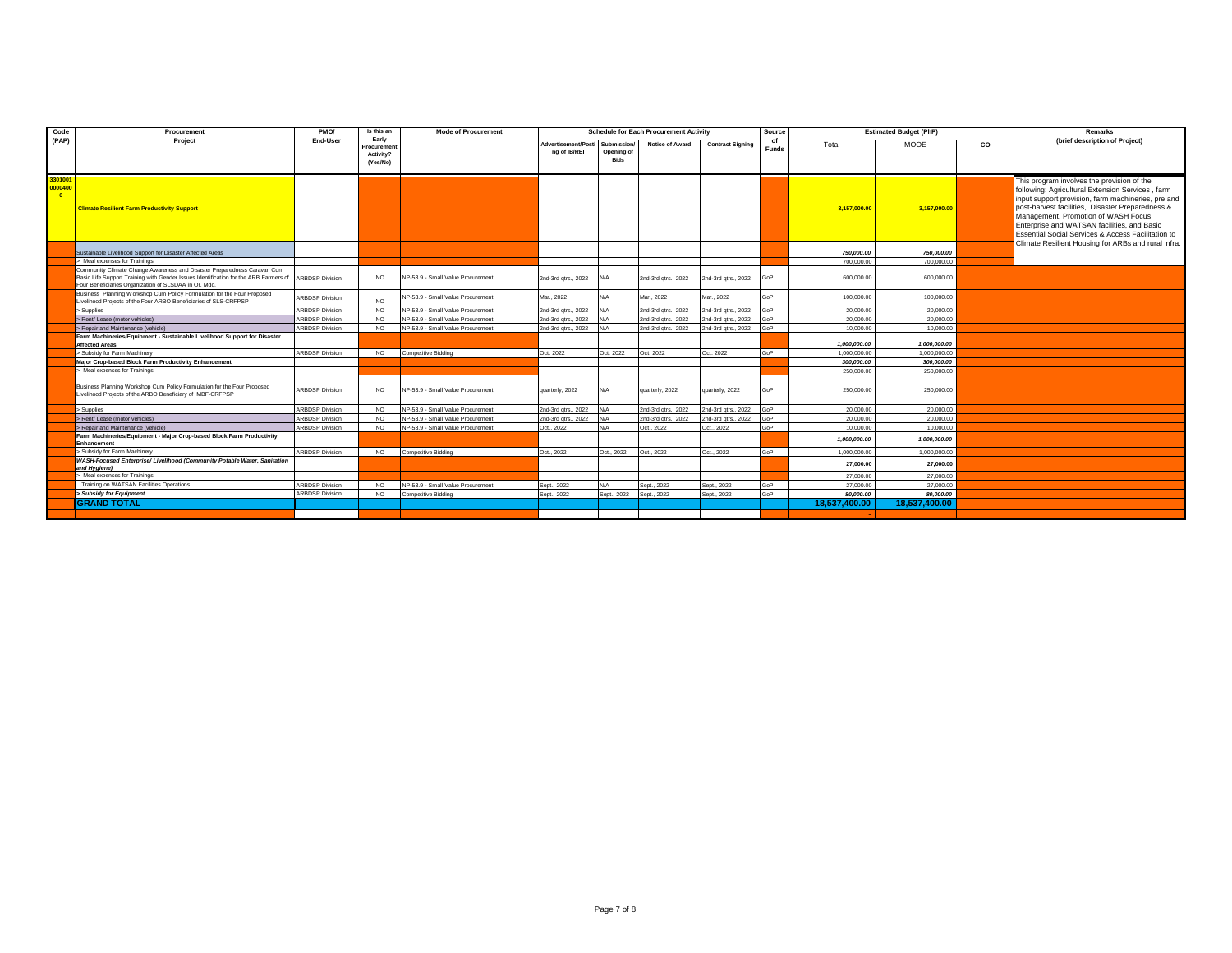| Code (PAP) | Procurement Project | PMO/ End-User | Is this an Early Procurement Activity? (Yes/No) | Mode of Procurement | Schedule for Each Procurement Activity | | | | Source of Funds | Estimated Budget (PhP) | | | Remarks (brief description of Project) |
|---|---|---|---|---|---|---|---|---|---|---|---|---|---|
| | | | | | Advertisement/Posting of IB/REI | Submission/ Opening of Bids | Notice of Award | Contract Signing | | Total | MOOE | CO | |
| 3301001 0000400 0 | **Climate Resilient Farm Productivity Support** | | | | | | | | | 3,157,000.00 | 3,157,000.00 | | This program involves the provision of the following: Agricultural Extension Services , farm input support provision, farm machineries, pre and post-harvest facilities, Disaster Preparedness & Management, Promotion of WASH Focus Enterprise and WATSAN facilities, and Basic Essential Social Services & Access Facilitation to Climate Resilient Housing for ARBs and rural infra. |
| | Sustainable Livelihood Support for Disaster Affected Areas | | | | | | | | | *750,000.00* | *750,000.00* | | |
| | > Meal expenses for Trainings | | | | | | | | | 700,000.00 | 700,000.00 | | |
| | Community Climate Change Awareness and Disaster Preparedness Caravan Cum Basic Life Support Training with Gender Issues Identification for the ARB Farmers of Four Beneficiaries Organization of SLSDAA in Or. Mdo. | ARBDSP Division | NO | NP-53.9 - Small Value Procurement | 2nd-3rd qtrs., 2022 | N/A | 2nd-3rd qtrs., 2022 | 2nd-3rd qtrs., 2022 | GoP | 600,000.00 | 600,000.00 | | |
| | Business Planning Workshop Cum Policy Formulation for the Four Proposed Livelihood Projects of the Four ARBO Beneficiaries of SLS-CRFPSP | ARBDSP Division | NO | NP-53.9 - Small Value Procurement | Mar., 2022 | N/A | Mar., 2022 | Mar., 2022 | GoP | 100,000.00 | 100,000.00 | | |
| | > Supplies | ARBDSP Division | NO | NP-53.9 - Small Value Procurement | 2nd-3rd qtrs., 2022 | N/A | 2nd-3rd qtrs., 2022 | 2nd-3rd qtrs., 2022 | GoP | 20,000.00 | 20,000.00 | | |
| | > Rent/ Lease (motor vehicles) | ARBDSP Division | NO | NP-53.9 - Small Value Procurement | 2nd-3rd qtrs., 2022 | N/A | 2nd-3rd qtrs., 2022 | 2nd-3rd qtrs., 2022 | GoP | 20,000.00 | 20,000.00 | | |
| | > Repair and Maintenance (vehicle) | ARBDSP Division | NO | NP-53.9 - Small Value Procurement | 2nd-3rd qtrs., 2022 | N/A | 2nd-3rd qtrs., 2022 | 2nd-3rd qtrs., 2022 | GoP | 10,000.00 | 10,000.00 | | |
| | **Farm Machineries/Equipment - Sustainable Livelihood Support for Disaster Affected Areas** | | | | | | | | | *1,000,000.00* | *1,000,000.00* | | |
| | > Subsidy for Farm Machinery | ARBDSP Division | NO | Competitive Bidding | Oct. 2022 | Oct. 2022 | Oct. 2022 | Oct. 2022 | GoP | 1,000,000.00 | 1,000,000.00 | | |
| | **Major Crop-based Block Farm Productivity Enhancement** | | | | | | | | | *300,000.00* | *300,000.00* | | |
| | > Meal expenses for Trainings | | | | | | | | | 250,000.00 | 250,000.00 | | |
| | Business Planning Workshop Cum Policy Formulation for the Four Proposed Livelihood Projects of the ARBO Beneficiary of MBF-CRFPSP | ARBDSP Division | NO | NP-53.9 - Small Value Procurement | quarterly, 2022 | N/A | quarterly, 2022 | quarterly, 2022 | GoP | 250,000.00 | 250,000.00 | | |
| | > Supplies | ARBDSP Division | NO | NP-53.9 - Small Value Procurement | 2nd-3rd qtrs., 2022 | N/A | 2nd-3rd qtrs., 2022 | 2nd-3rd qtrs., 2022 | GoP | 20,000.00 | 20,000.00 | | |
| | > Rent/ Lease (motor vehicles) | ARBDSP Division | NO | NP-53.9 - Small Value Procurement | 2nd-3rd qtrs., 2022 | N/A | 2nd-3rd qtrs., 2022 | 2nd-3rd qtrs., 2022 | GoP | 20,000.00 | 20,000.00 | | |
| | > Repair and Maintenance (vehicle) | ARBDSP Division | NO | NP-53.9 - Small Value Procurement | Oct., 2022 | N/A | Oct., 2022 | Oct., 2022 | GoP | 10,000.00 | 10,000.00 | | |
| | **Farm Machineries/Equipment - Major Crop-based Block Farm Productivity Enhancement** | | | | | | | | | *1,000,000.00* | *1,000,000.00* | | |
| | > Subsidy for Farm Machinery | ARBDSP Division | NO | Competitive Bidding | Oct., 2022 | Oct., 2022 | Oct., 2022 | Oct., 2022 | GoP | 1,000,000.00 | 1,000,000.00 | | |
| | ***WASH-Focused Enterprise/ Livelihood (Community Potable Water, Sanitation and Hygiene)*** | | | | | | | | | *27,000.00* | *27,000.00* | | |
| | > Meal expenses for Trainings | | | | | | | | | 27,000.00 | 27,000.00 | | |
| | Training on WATSAN Facilities Operations | ARBDSP Division | NO | NP-53.9 - Small Value Procurement | Sept., 2022 | N/A | Sept., 2022 | Sept., 2022 | GoP | 27,000.00 | 27,000.00 | | |
| | ***> Subsidy for Equipment*** | ARBDSP Division | NO | Competitive Bidding | Sept., 2022 | Sept., 2022 | Sept., 2022 | Sept., 2022 | GoP | *80,000.00* | *80,000.00* | | |
| | **GRAND TOTAL** | | | | | | | | | **18,537,400.00** | **18,537,400.00** | | |
| | | | | | | | | | | - | | | |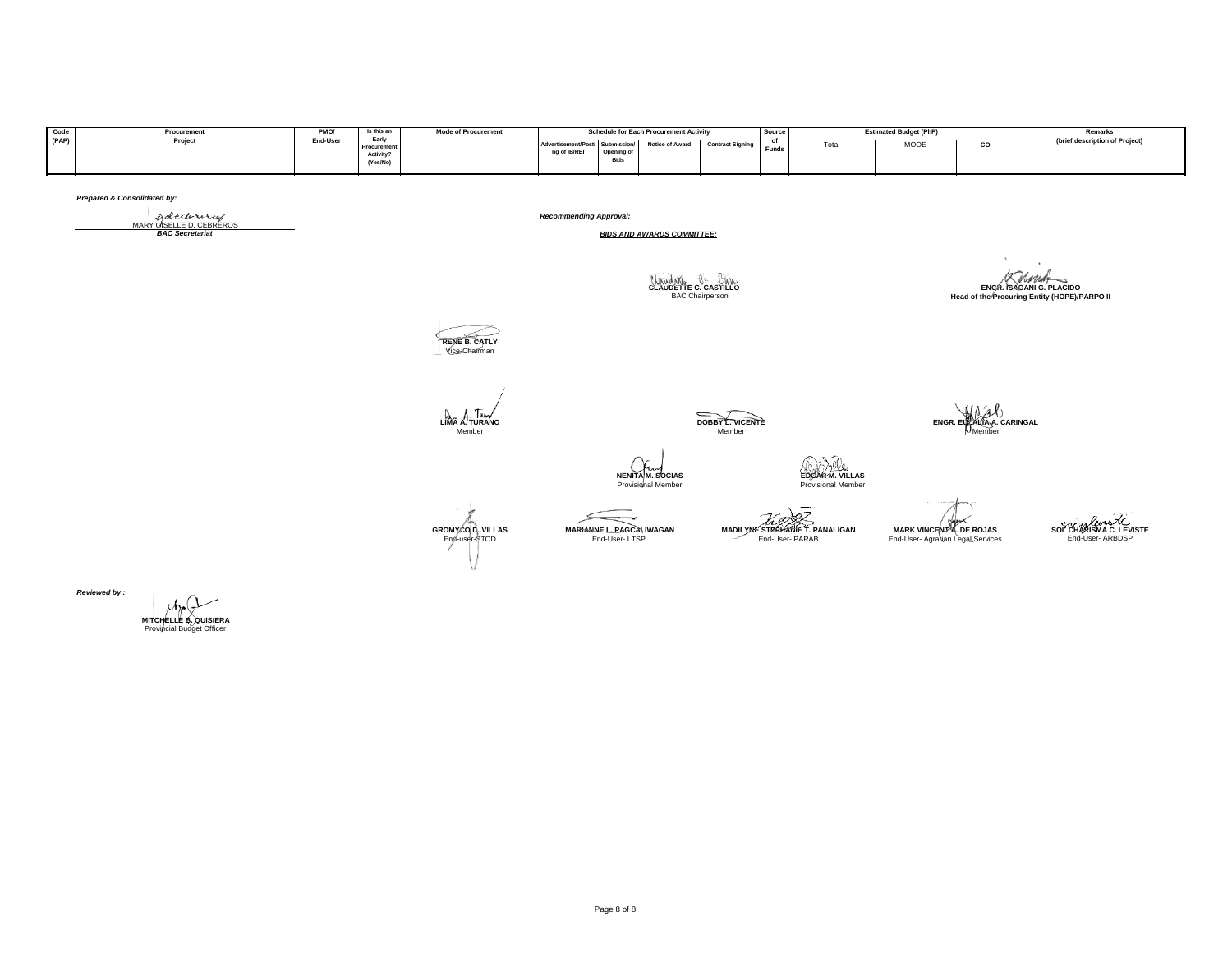| Code (PAP) | Procurement Project | PMO/ End-User | Is this an Early Procurement Activity? (Yes/No) | Mode of Procurement | Schedule for Each Procurement Activity | | | | Source of Funds | Estimated Budget (PhP) | | | Remarks (brief description of Project) |
|---|---|---|---|---|---|---|---|---|---|---|---|---|---|
| | | | | | Advertisement/Posting of IB/REI | Submission/ Opening of Bids | Notice of Award | Contract Signing | | Total | MOOE | CO | |
| | | | | | | | | | | | | | |

*Prepared & Consolidated by:*

MARY GISELLE D. CEBREROS
***BAC Secretariat***

*Recommending Approval:*

***BIDS AND AWARDS COMMITTEE:***

**CLAUDETTE C. CASTILLO**
BAC Chairperson

**ENGR. ISAGANI G. PLACIDO**
**Head of the Procuring Entity (HOPE)/PARPO II**

**RENE B. CATLY**
Vice-Chairman

**LIMA A. TURANO**
Member

**DOBBY L. VICENTE**
Member

**ENGR. EULALIA A. CARINGAL**
Member

**NENITA M. SOCIAS**
Provisional Member

**EDGAR M. VILLAS**
Provisional Member

**GROMYCO D. VILLAS**
End-user-STOD

**MARIANNE L. PAGCALIWAGAN**
End-User- LTSP

**MADILYNE STEPHANIE T. PANALIGAN**
End-User- PARAB

**MARK VINCENT A. DE ROJAS**
End-User- Agrarian Legal Services

**SOL CHARISMA C. LEVISTE**
End-User- ARBDSP

*Reviewed by :*

**MITCHELLE B. QUISIERA**
Provincial Budget Officer